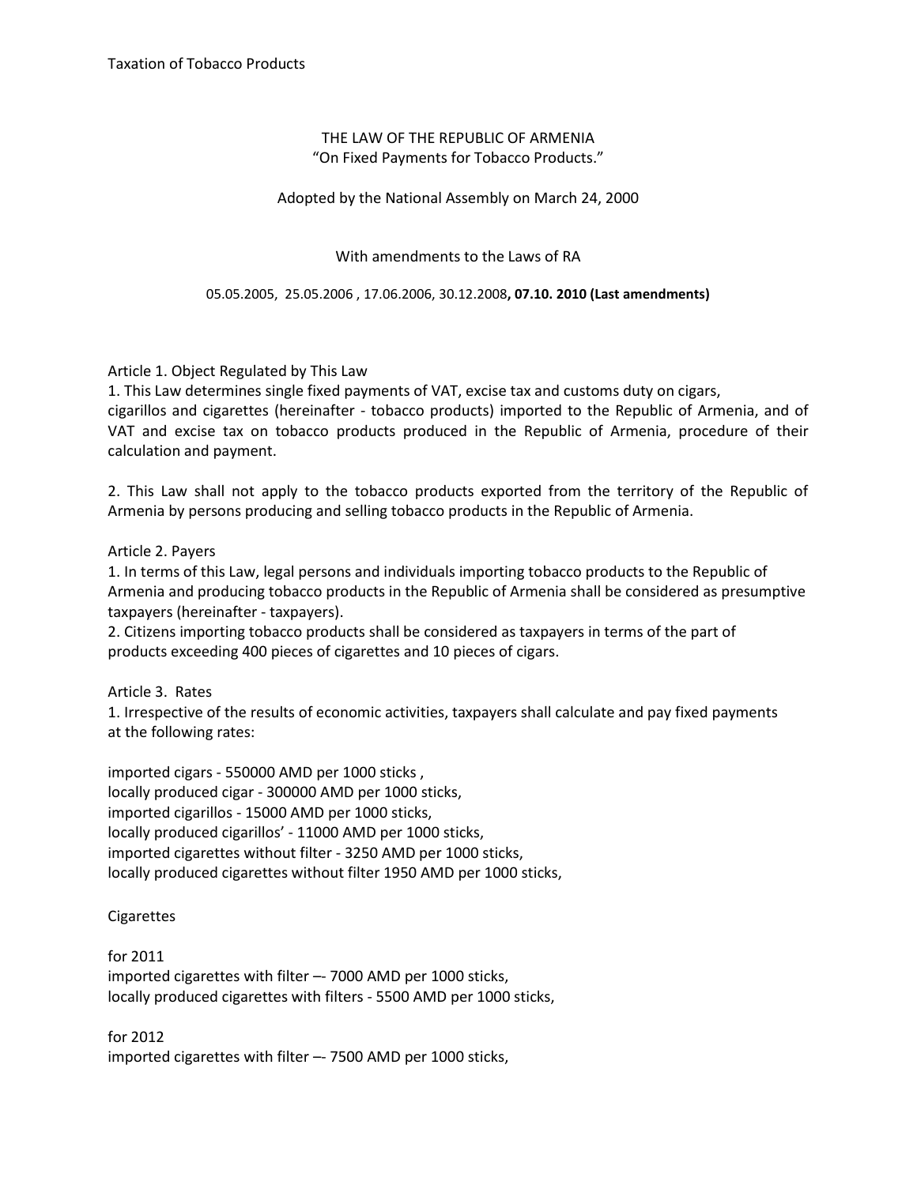Taxation of Tobacco Products

THE LAW OF THE REPUBLIC OF ARMENIA
"On Fixed Payments for Tobacco Products."

Adopted by the National Assembly on March 24, 2000

With amendments to the Laws of RA

05.05.2005, 25.05.2006 , 17.06.2006, 30.12.2008**, 07.10. 2010 (Last amendments)**

Article 1. Object Regulated by This Law

1. This Law determines single fixed payments of VAT, excise tax and customs duty on cigars, cigarillos and cigarettes (hereinafter - tobacco products) imported to the Republic of Armenia, and of VAT and excise tax on tobacco products produced in the Republic of Armenia, procedure of their calculation and payment.

2. This Law shall not apply to the tobacco products exported from the territory of the Republic of Armenia by persons producing and selling tobacco products in the Republic of Armenia.

Article 2. Payers

1. In terms of this Law, legal persons and individuals importing tobacco products to the Republic of Armenia and producing tobacco products in the Republic of Armenia shall be considered as presumptive taxpayers (hereinafter - taxpayers).
2. Citizens importing tobacco products shall be considered as taxpayers in terms of the part of products exceeding 400 pieces of cigarettes and 10 pieces of cigars.

Article 3. Rates

1. Irrespective of the results of economic activities, taxpayers shall calculate and pay fixed payments at the following rates:

imported cigars - 550000 AMD per 1000 sticks ,
locally produced cigar - 300000 AMD per 1000 sticks,
imported cigarillos - 15000 AMD per 1000 sticks,
locally produced cigarillos' - 11000 AMD per 1000 sticks,
imported cigarettes without filter - 3250 AMD per 1000 sticks,
locally produced cigarettes without filter 1950 AMD per 1000 sticks,

Cigarettes

for 2011
imported cigarettes with filter –- 7000 AMD per 1000 sticks,
locally produced cigarettes with filters - 5500 AMD per 1000 sticks,

for 2012
imported cigarettes with filter –- 7500 AMD per 1000 sticks,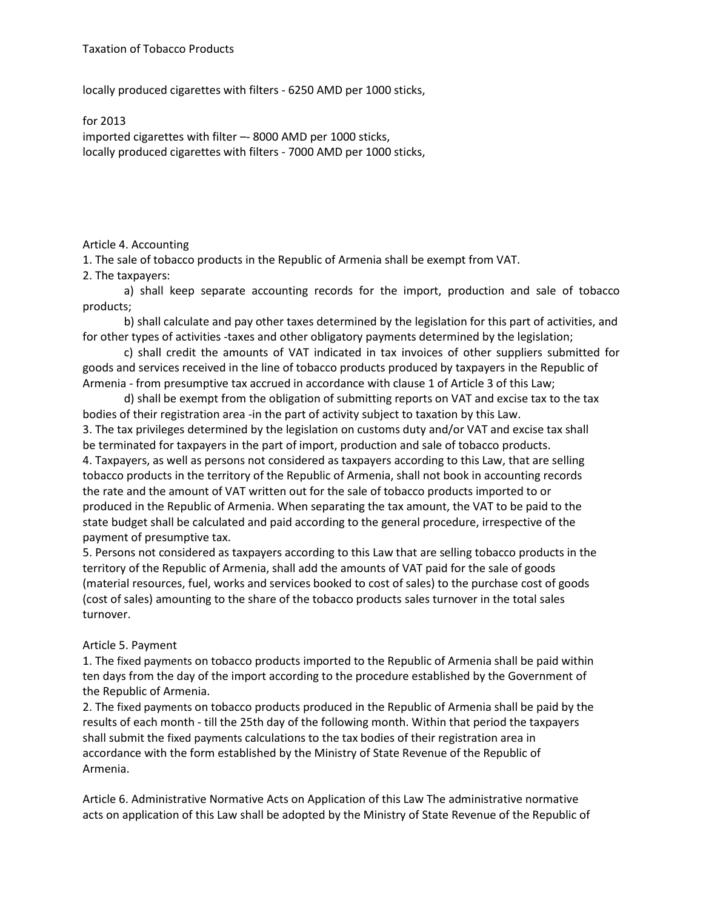locally produced cigarettes with filters - 6250 AMD per 1000 sticks,

for 2013
imported cigarettes with filter –- 8000 AMD per 1000 sticks,
locally produced cigarettes with filters - 7000 AMD per 1000 sticks,

Article 4. Accounting

1. The sale of tobacco products in the Republic of Armenia shall be exempt from VAT.
2. The taxpayers:

   a) shall keep separate accounting records for the import, production and sale of tobacco products;

   b) shall calculate and pay other taxes determined by the legislation for this part of activities, and for other types of activities -taxes and other obligatory payments determined by the legislation;

   c) shall credit the amounts of VAT indicated in tax invoices of other suppliers submitted for goods and services received in the line of tobacco products produced by taxpayers in the Republic of Armenia - from presumptive tax accrued in accordance with clause 1 of Article 3 of this Law;

   d) shall be exempt from the obligation of submitting reports on VAT and excise tax to the tax bodies of their registration area -in the part of activity subject to taxation by this Law.
3. The tax privileges determined by the legislation on customs duty and/or VAT and excise tax shall be terminated for taxpayers in the part of import, production and sale of tobacco products.
4. Taxpayers, as well as persons not considered as taxpayers according to this Law, that are selling tobacco products in the territory of the Republic of Armenia, shall not book in accounting records the rate and the amount of VAT written out for the sale of tobacco products imported to or produced in the Republic of Armenia. When separating the tax amount, the VAT to be paid to the state budget shall be calculated and paid according to the general procedure, irrespective of the payment of presumptive tax.
5. Persons not considered as taxpayers according to this Law that are selling tobacco products in the territory of the Republic of Armenia, shall add the amounts of VAT paid for the sale of goods (material resources, fuel, works and services booked to cost of sales) to the purchase cost of goods (cost of sales) amounting to the share of the tobacco products sales turnover in the total sales turnover.

Article 5. Payment

1. The fixed payments on tobacco products imported to the Republic of Armenia shall be paid within ten days from the day of the import according to the procedure established by the Government of the Republic of Armenia.
2. The fixed payments on tobacco products produced in the Republic of Armenia shall be paid by the results of each month - till the 25th day of the following month. Within that period the taxpayers shall submit the fixed payments calculations to the tax bodies of their registration area in accordance with the form established by the Ministry of State Revenue of the Republic of Armenia.

Article 6. Administrative Normative Acts on Application of this Law The administrative normative acts on application of this Law shall be adopted by the Ministry of State Revenue of the Republic of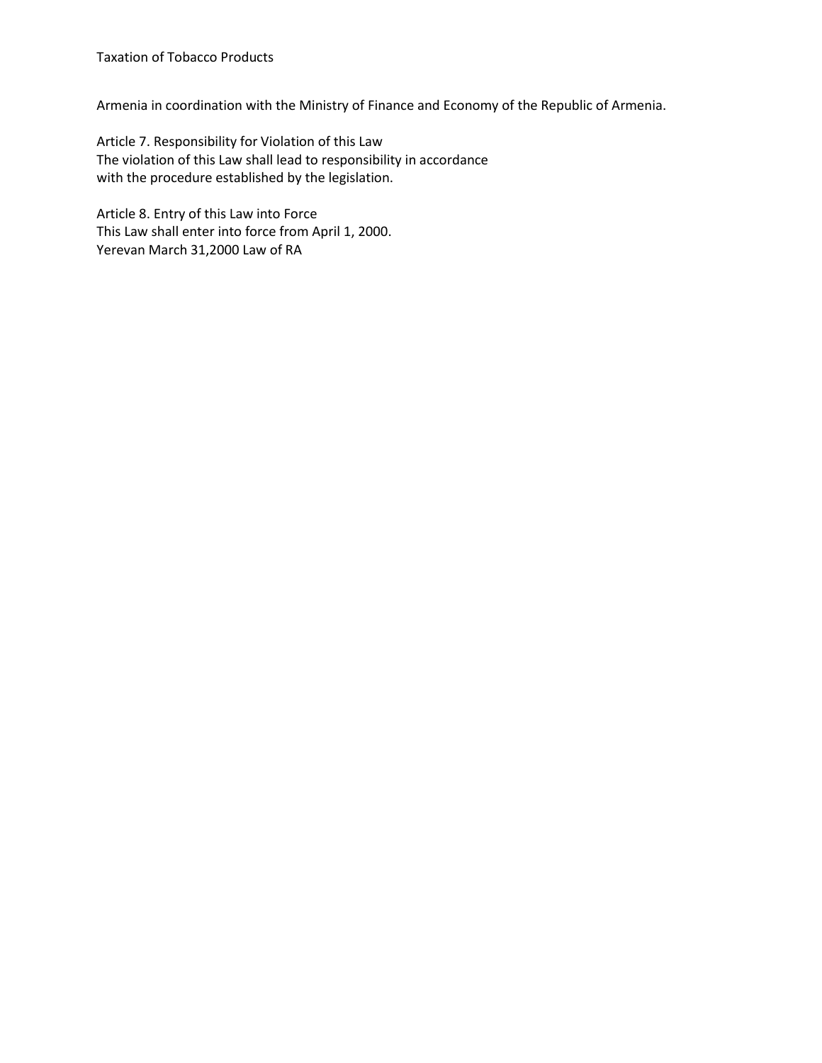Armenia in coordination with the Ministry of Finance and Economy of the Republic of Armenia.

## Article 7. Responsibility for Violation of this Law

The violation of this Law shall lead to responsibility in accordance with the procedure established by the legislation.

## Article 8. Entry of this Law into Force

This Law shall enter into force from April 1, 2000.

Yerevan March 31,2000 Law of RA